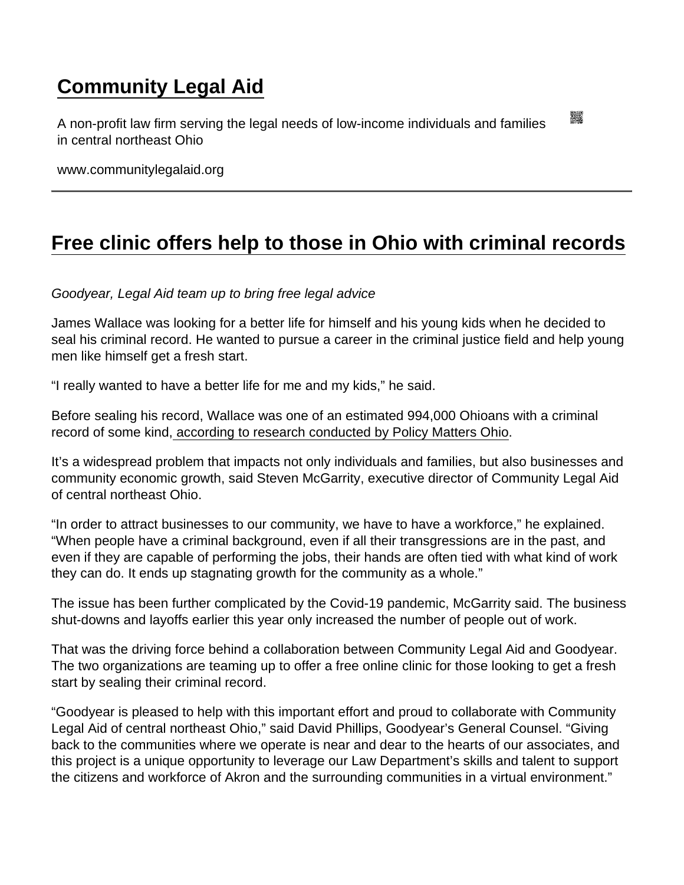# Community Legal Aid

A non-profit law firm serving the legal needs of low-income individuals and families in central northeast Ohio

www.communitylegalaid.org

---

## Free clinic offers help to those in Ohio with criminal records

*Goodyear, Legal Aid team up to bring free legal advice*

James Wallace was looking for a better life for himself and his young kids when he decided to seal his criminal record. He wanted to pursue a career in the criminal justice field and help young men like himself get a fresh start.

"I really wanted to have a better life for me and my kids," he said.

Before sealing his record, Wallace was one of an estimated 994,000 Ohioans with a criminal record of some kind, according to research conducted by Policy Matters Ohio.

It's a widespread problem that impacts not only individuals and families, but also businesses and community economic growth, said Steven McGarrity, executive director of Community Legal Aid of central northeast Ohio.

"In order to attract businesses to our community, we have to have a workforce," he explained. "When people have a criminal background, even if all their transgressions are in the past, and even if they are capable of performing the jobs, their hands are often tied with what kind of work they can do. It ends up stagnating growth for the community as a whole."

The issue has been further complicated by the Covid-19 pandemic, McGarrity said. The business shut-downs and layoffs earlier this year only increased the number of people out of work.

That was the driving force behind a collaboration between Community Legal Aid and Goodyear. The two organizations are teaming up to offer a free online clinic for those looking to get a fresh start by sealing their criminal record.

"Goodyear is pleased to help with this important effort and proud to collaborate with Community Legal Aid of central northeast Ohio," said David Phillips, Goodyear's General Counsel. "Giving back to the communities where we operate is near and dear to the hearts of our associates, and this project is a unique opportunity to leverage our Law Department's skills and talent to support the citizens and workforce of Akron and the surrounding communities in a virtual environment."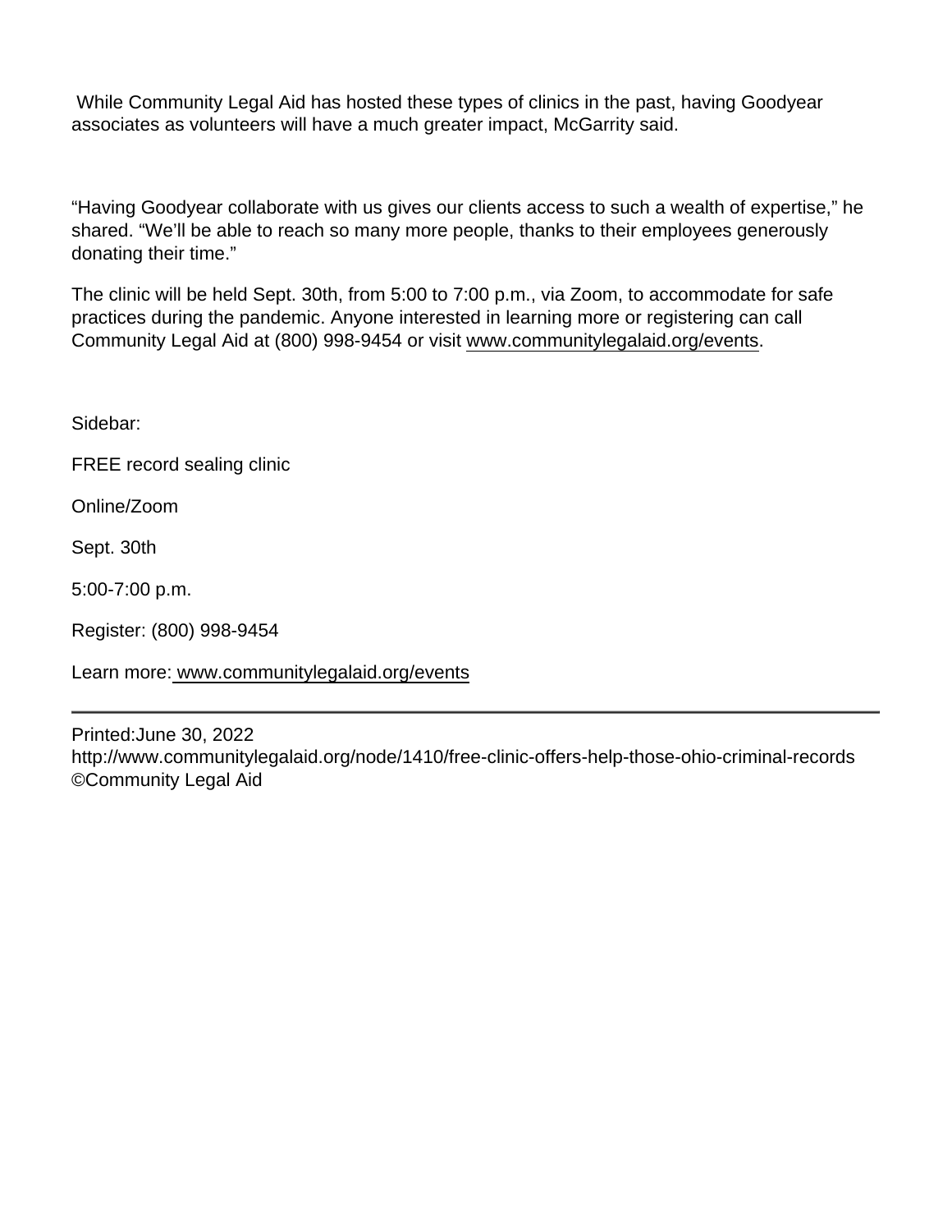While Community Legal Aid has hosted these types of clinics in the past, having Goodyear associates as volunteers will have a much greater impact, McGarrity said.

"Having Goodyear collaborate with us gives our clients access to such a wealth of expertise," he shared. "We'll be able to reach so many more people, thanks to their employees generously donating their time."

The clinic will be held Sept. 30th, from 5:00 to 7:00 p.m., via Zoom, to accommodate for safe practices during the pandemic. Anyone interested in learning more or registering can call Community Legal Aid at (800) 998-9454 or visit www.communitylegalaid.org/events.

Sidebar:

FREE record sealing clinic

Online/Zoom

Sept. 30th

5:00-7:00 p.m.

Register: (800) 998-9454

Learn more: www.communitylegalaid.org/events

---

Printed:June 30, 2022
http://www.communitylegalaid.org/node/1410/free-clinic-offers-help-those-ohio-criminal-records
©Community Legal Aid